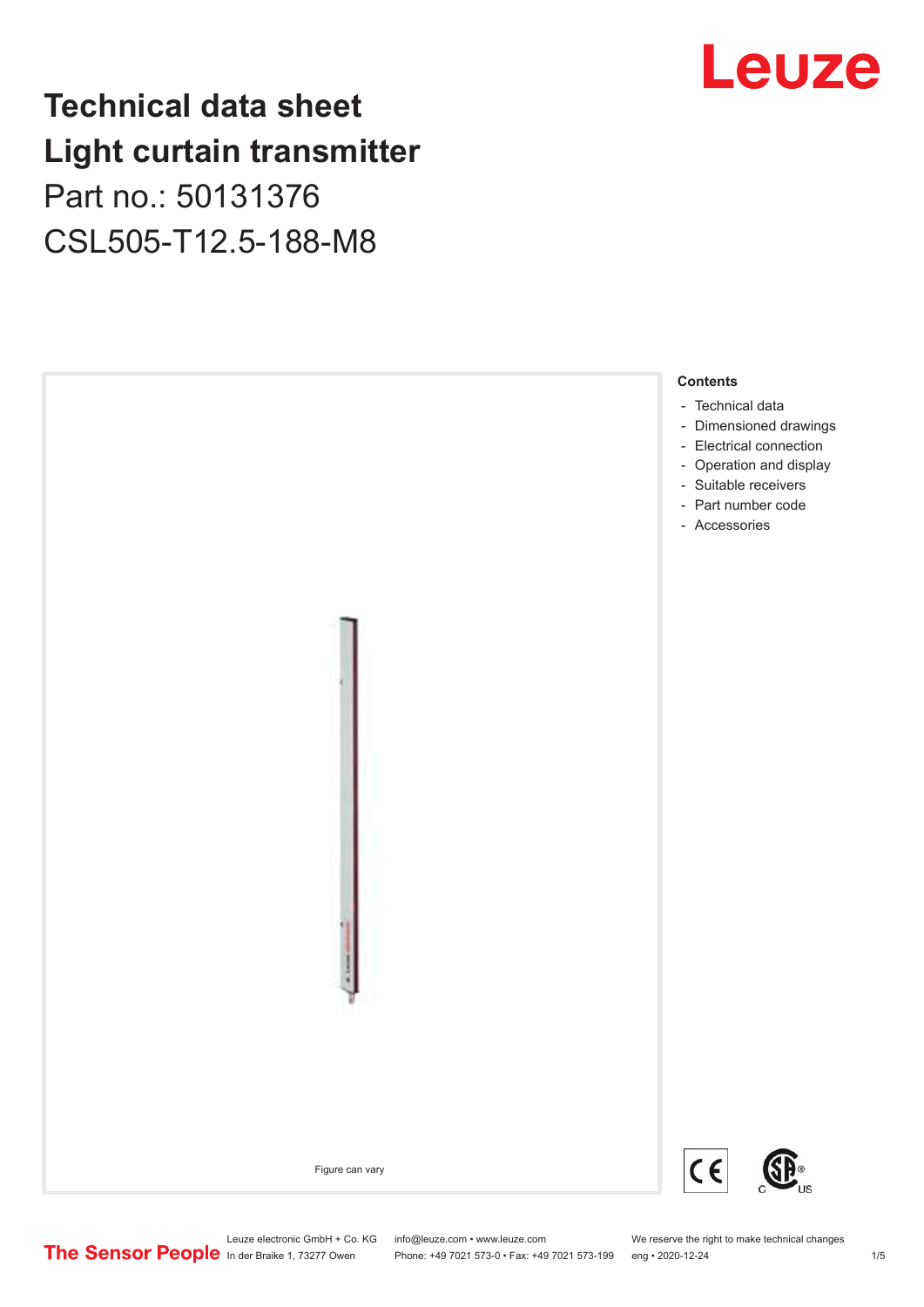# Technical data sheet
# Light curtain transmitter

Part no.: 50131376

CSL505-T12.5-188-M8

Figure can vary

**Contents**

- Technical data
- Dimensioned drawings
- Electrical connection
- Operation and display
- Suitable receivers
- Part number code
- Accessories

Leuze electronic GmbH + Co. KG
In der Braike 1, 73277 Owen

info@leuze.com • www.leuze.com
Phone: +49 7021 573-0 • Fax: +49 7021 573-199

We reserve the right to make technical changes
eng • 2020-12-24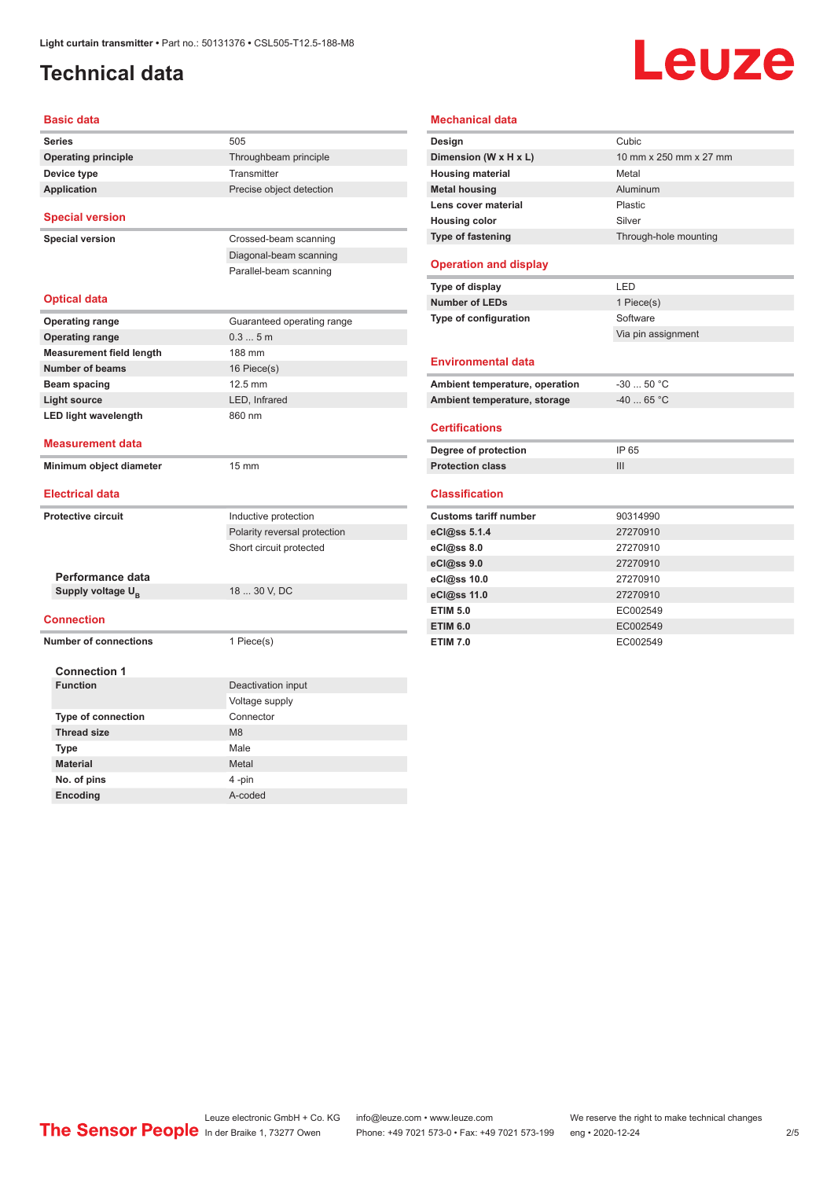# Technical data

## Basic data

| | |
|---|---|
| Series | 505 |
| Operating principle | Throughbeam principle |
| Device type | Transmitter |
| Application | Precise object detection |

## Special version

| | |
|---|---|
| Special version | Crossed-beam scanning |
| | Diagonal-beam scanning |
| | Parallel-beam scanning |

## Optical data

| | |
|---|---|
| Operating range | Guaranteed operating range |
| Operating range | 0.3 ... 5 m |
| Measurement field length | 188 mm |
| Number of beams | 16 Piece(s) |
| Beam spacing | 12.5 mm |
| Light source | LED, Infrared |
| LED light wavelength | 860 nm |

## Measurement data

| | |
|---|---|
| Minimum object diameter | 15 mm |

## Electrical data

| | |
|---|---|
| Protective circuit | Inductive protection |
| | Polarity reversal protection |
| | Short circuit protected |

### Performance data

| | |
|---|---|
| Supply voltage $U_B$ | 18 ... 30 V, DC |

## Connection

| | |
|---|---|
| Number of connections | 1 Piece(s) |

### Connection 1

| | |
|---|---|
| Function | Deactivation input |
| | Voltage supply |
| Type of connection | Connector |
| Thread size | M8 |
| Type | Male |
| Material | Metal |
| No. of pins | 4 -pin |
| Encoding | A-coded |

## Mechanical data

| | |
|---|---|
| Design | Cubic |
| Dimension (W x H x L) | 10 mm x 250 mm x 27 mm |
| Housing material | Metal |
| Metal housing | Aluminum |
| Lens cover material | Plastic |
| Housing color | Silver |
| Type of fastening | Through-hole mounting |

## Operation and display

| | |
|---|---|
| Type of display | LED |
| Number of LEDs | 1 Piece(s) |
| Type of configuration | Software |
| | Via pin assignment |

## Environmental data

| | |
|---|---|
| Ambient temperature, operation | -30 ... 50 °C |
| Ambient temperature, storage | -40 ... 65 °C |

## Certifications

| | |
|---|---|
| Degree of protection | IP 65 |
| Protection class | III |

## Classification

| | |
|---|---|
| Customs tariff number | 90314990 |
| eCl@ss 5.1.4 | 27270910 |
| eCl@ss 8.0 | 27270910 |
| eCl@ss 9.0 | 27270910 |
| eCl@ss 10.0 | 27270910 |
| eCl@ss 11.0 | 27270910 |
| ETIM 5.0 | EC002549 |
| ETIM 6.0 | EC002549 |
| ETIM 7.0 | EC002549 |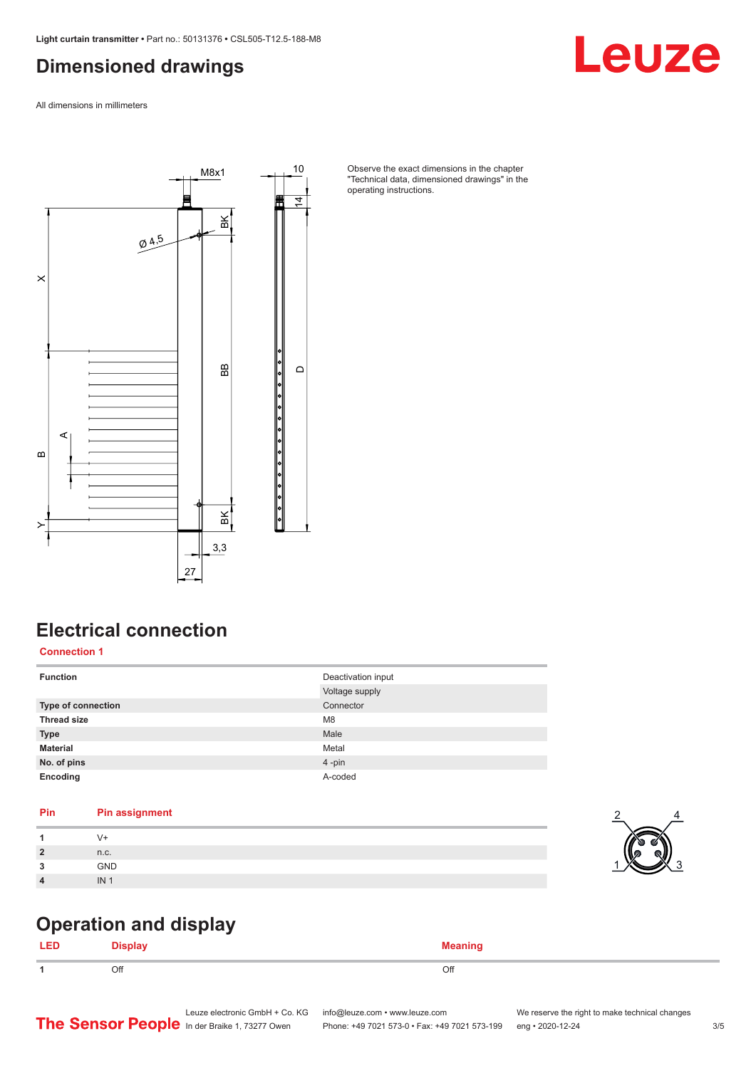# Dimensioned drawings

All dimensions in millimeters

M8x1

10

14

Ø 4,5

BK

X

BB

D

A

B

Y

BK

3,3

27

Observe the exact dimensions in the chapter "Technical data, dimensioned drawings" in the operating instructions.

# Electrical connection

## Connection 1

| | |
|---|---|
| **Function** | Deactivation input |
| | Voltage supply |
| **Type of connection** | Connector |
| **Thread size** | M8 |
| **Type** | Male |
| **Material** | Metal |
| **No. of pins** | 4 -pin |
| **Encoding** | A-coded |

| Pin | Pin assignment |
|---|---|
| 1 | V+ |
| 2 | n.c. |
| 3 | GND |
| 4 | IN 1 |

2 4

1 3

# Operation and display

| LED | Display | Meaning |
|---|---|---|
| 1 | Off | Off |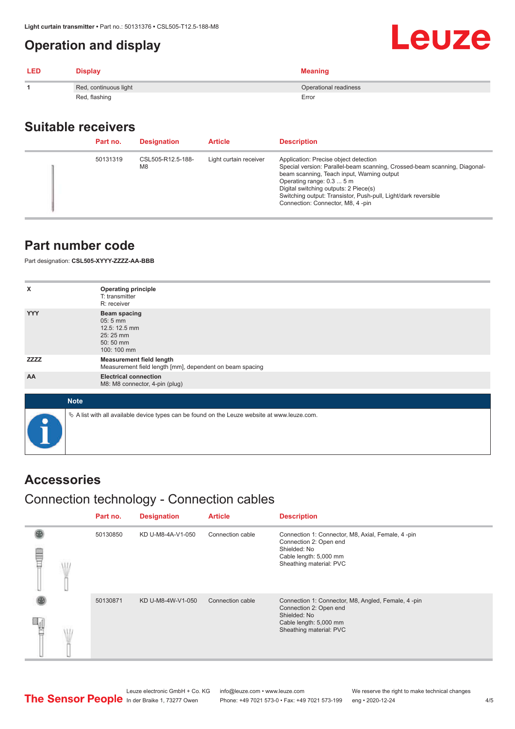## Operation and display

| LED | Display | Meaning |
|---|---|---|
| 1 | Red, continuous light | Operational readiness |
| | Red, flashing | Error |

## Suitable receivers

| | Part no. | Designation | Article | Description |
|---|---|---|---|---|
| | 50131319 | CSL505-R12.5-188-M8 | Light curtain receiver | Application: Precise object detection<br>Special version: Parallel-beam scanning, Crossed-beam scanning, Diagonal-beam scanning, Teach input, Warning output<br>Operating range: 0.3 ... 5 m<br>Digital switching outputs: 2 Piece(s)<br>Switching output: Transistor, Push-pull, Light/dark reversible<br>Connection: Connector, M8, 4 -pin |

## Part number code

Part designation: **CSL505-XYYY-ZZZZ-AA-BBB**

| | |
|---|---|
| X | **Operating principle**<br>T: transmitter<br>R: receiver |
| YYY | **Beam spacing**<br>05: 5 mm<br>12.5: 12.5 mm<br>25: 25 mm<br>50: 50 mm<br>100: 100 mm |
| ZZZZ | **Measurement field length**<br>Measurement field length [mm], dependent on beam spacing |
| AA | **Electrical connection**<br>M8: M8 connector, 4-pin (plug) |

**Note**

A list with all available device types can be found on the Leuze website at www.leuze.com.

## Accessories

### Connection technology - Connection cables

| | Part no. | Designation | Article | Description |
|---|---|---|---|---|
| | 50130850 | KD U-M8-4A-V1-050 | Connection cable | Connection 1: Connector, M8, Axial, Female, 4 -pin<br>Connection 2: Open end<br>Shielded: No<br>Cable length: 5,000 mm<br>Sheathing material: PVC |
| | 50130871 | KD U-M8-4W-V1-050 | Connection cable | Connection 1: Connector, M8, Angled, Female, 4 -pin<br>Connection 2: Open end<br>Shielded: No<br>Cable length: 5,000 mm<br>Sheathing material: PVC |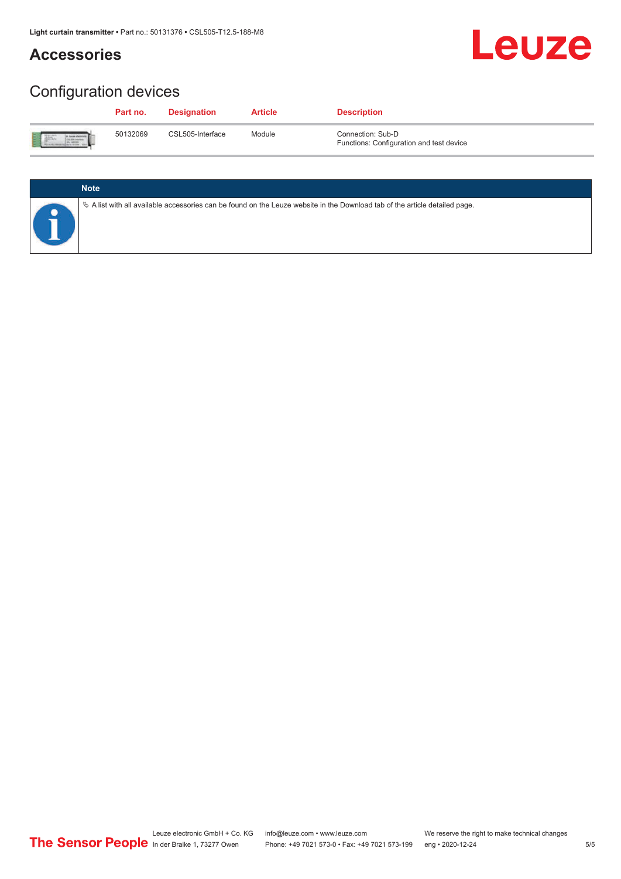# Accessories

## Configuration devices

| | Part no. | Designation | Article | Description |
|---|---|---|---|---|
| | 50132069 | CSL505-Interface | Module | Connection: Sub-D<br>Functions: Configuration and test device |

**Note**

↳ A list with all available accessories can be found on the Leuze website in the Download tab of the article detailed page.